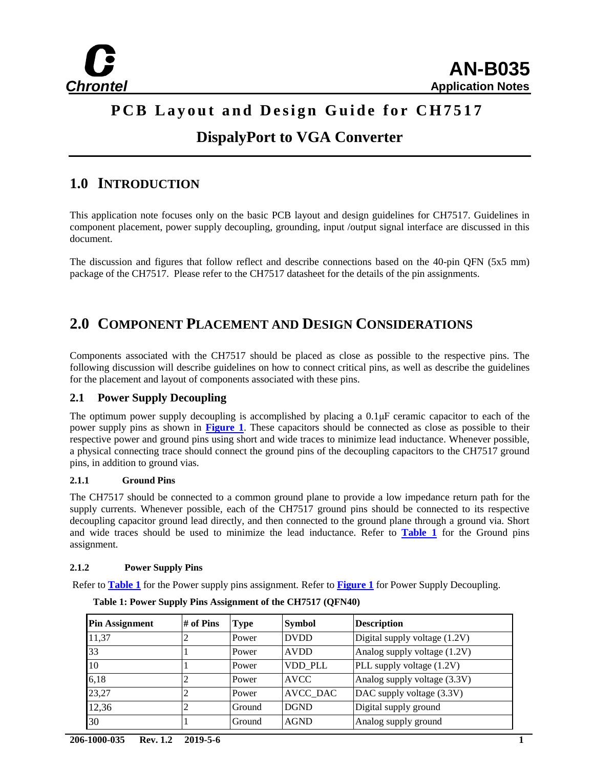**Chrontel**

# AN-B035

**Application Notes**

# PCB Layout and Design Guide for CH7517

## DispalyPort to VGA Converter

## 1.0 INTRODUCTION

This application note focuses only on the basic PCB layout and design guidelines for CH7517. Guidelines in component placement, power supply decoupling, grounding, input /output signal interface are discussed in this document.

The discussion and figures that follow reflect and describe connections based on the 40-pin QFN (5x5 mm) package of the CH7517. Please refer to the CH7517 datasheet for the details of the pin assignments.

## 2.0 COMPONENT PLACEMENT AND DESIGN CONSIDERATIONS

Components associated with the CH7517 should be placed as close as possible to the respective pins. The following discussion will describe guidelines on how to connect critical pins, as well as describe the guidelines for the placement and layout of components associated with these pins.

### 2.1 Power Supply Decoupling

The optimum power supply decoupling is accomplished by placing a 0.1μF ceramic capacitor to each of the power supply pins as shown in **Figure 1**. These capacitors should be connected as close as possible to their respective power and ground pins using short and wide traces to minimize lead inductance. Whenever possible, a physical connecting trace should connect the ground pins of the decoupling capacitors to the CH7517 ground pins, in addition to ground vias.

#### 2.1.1 Ground Pins

The CH7517 should be connected to a common ground plane to provide a low impedance return path for the supply currents. Whenever possible, each of the CH7517 ground pins should be connected to its respective decoupling capacitor ground lead directly, and then connected to the ground plane through a ground via. Short and wide traces should be used to minimize the lead inductance. Refer to **Table 1** for the Ground pins assignment.

#### 2.1.2 Power Supply Pins

Refer to **Table 1** for the Power supply pins assignment. Refer to **Figure 1** for Power Supply Decoupling.

**Table 1: Power Supply Pins Assignment of the CH7517 (QFN40)**

| Pin Assignment | # of Pins | Type | Symbol | Description |
|---|---|---|---|---|
| 11,37 | 2 | Power | DVDD | Digital supply voltage (1.2V) |
| 33 | 1 | Power | AVDD | Analog supply voltage (1.2V) |
| 10 | 1 | Power | VDD_PLL | PLL supply voltage (1.2V) |
| 6,18 | 2 | Power | AVCC | Analog supply voltage (3.3V) |
| 23,27 | 2 | Power | AVCC_DAC | DAC supply voltage (3.3V) |
| 12,36 | 2 | Ground | DGND | Digital supply ground |
| 30 | 1 | Ground | AGND | Analog supply ground |

206-1000-035 Rev. 1.2 2019-5-6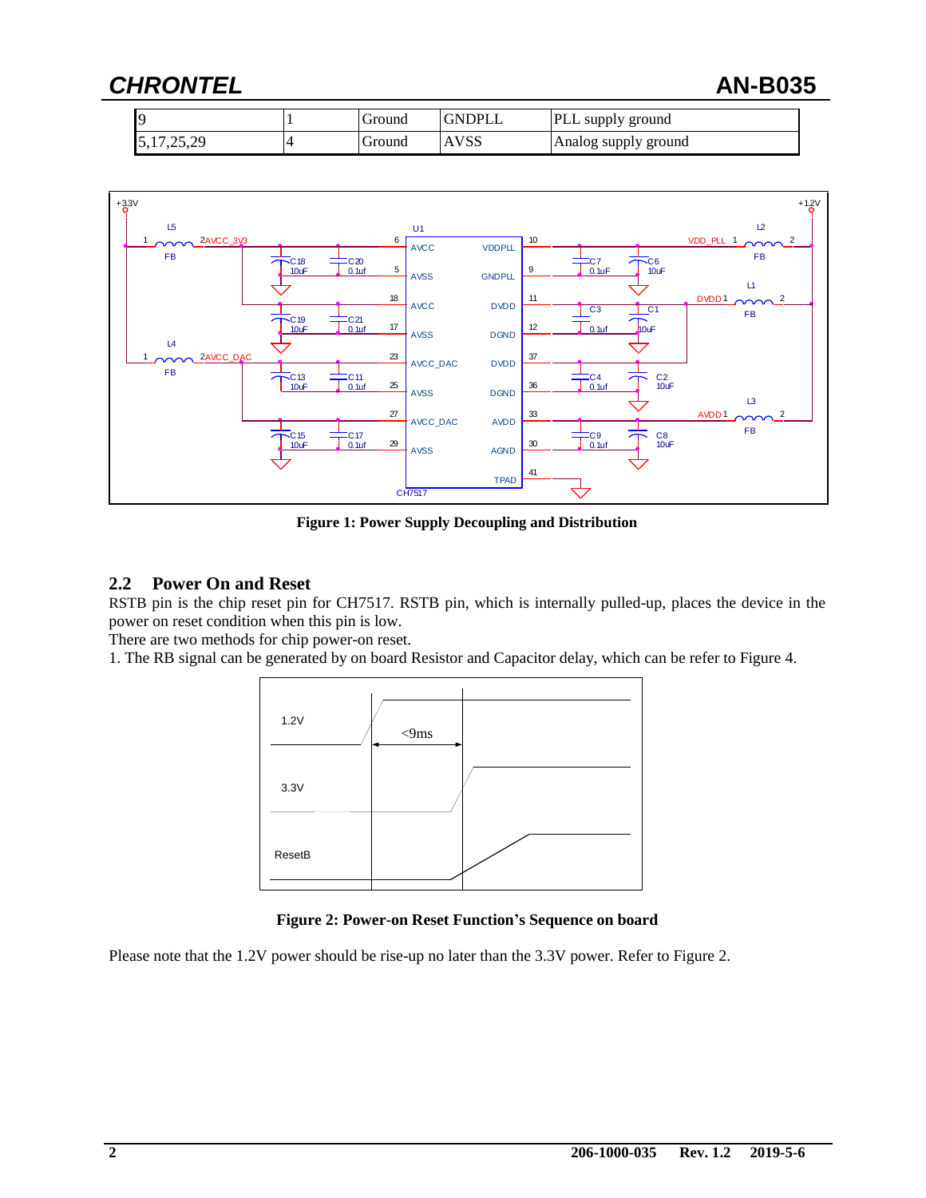| 9 | 1 | Ground | GNDPLL | PLL supply ground |
|---|---|---|---|---|
| 5,17,25,29 | 4 | Ground | AVSS | Analog supply ground |

**Figure 1: Power Supply Decoupling and Distribution**

## 2.2 Power On and Reset

RSTB pin is the chip reset pin for CH7517. RSTB pin, which is internally pulled-up, places the device in the power on reset condition when this pin is low.

There are two methods for chip power-on reset.

1. The RB signal can be generated by on board Resistor and Capacitor delay, which can be refer to Figure 4.

**Figure 2: Power-on Reset Function's Sequence on board**

Please note that the 1.2V power should be rise-up no later than the 3.3V power. Refer to Figure 2.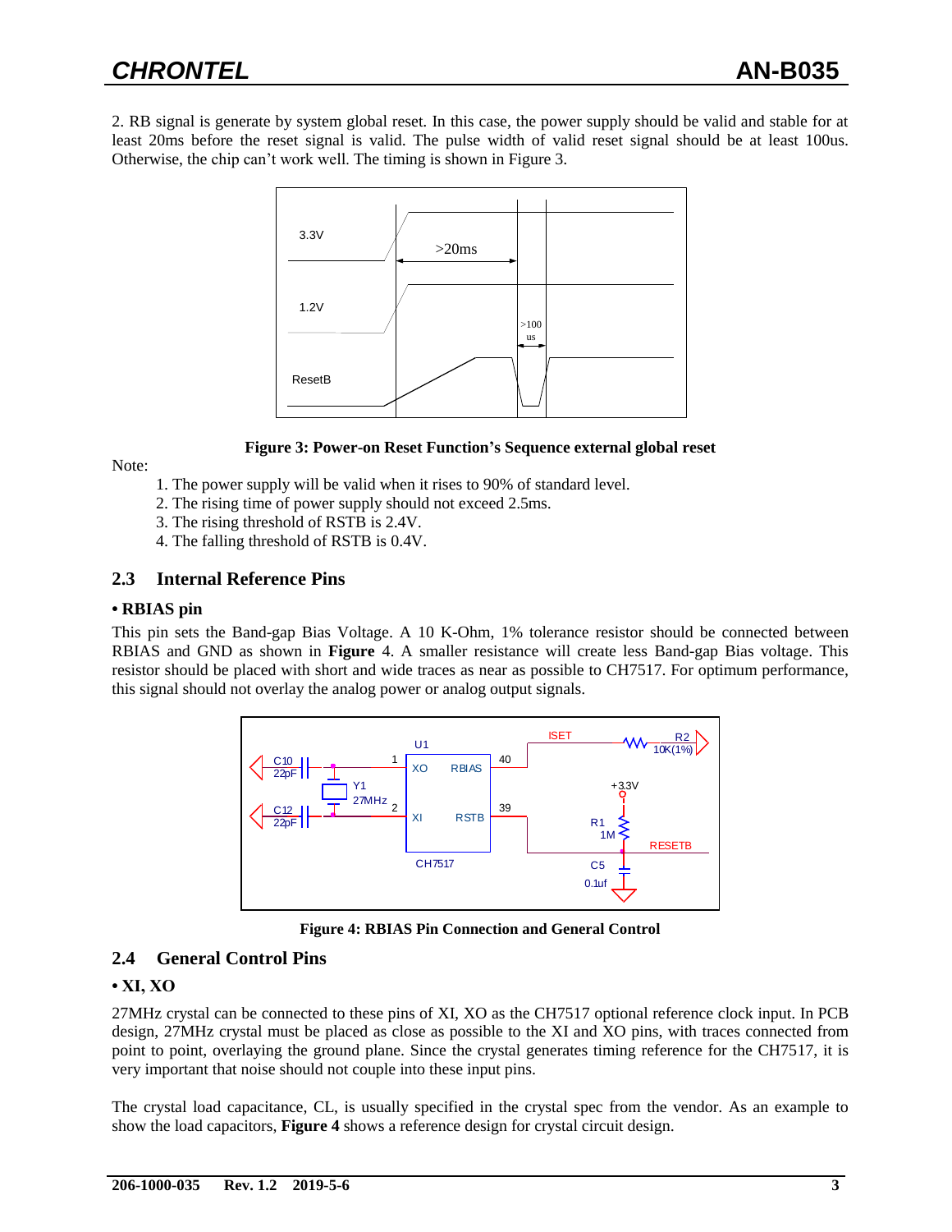2. RB signal is generate by system global reset. In this case, the power supply should be valid and stable for at least 20ms before the reset signal is valid. The pulse width of valid reset signal should be at least 100us. Otherwise, the chip can't work well. The timing is shown in Figure 3.

**Figure 3: Power-on Reset Function's Sequence external global reset**

Note:

1. The power supply will be valid when it rises to 90% of standard level.
2. The rising time of power supply should not exceed 2.5ms.
3. The rising threshold of RSTB is 2.4V.
4. The falling threshold of RSTB is 0.4V.

## 2.3 Internal Reference Pins

**• RBIAS pin**

This pin sets the Band-gap Bias Voltage. A 10 K-Ohm, 1% tolerance resistor should be connected between RBIAS and GND as shown in **Figure** 4. A smaller resistance will create less Band-gap Bias voltage. This resistor should be placed with short and wide traces as near as possible to CH7517. For optimum performance, this signal should not overlay the analog power or analog output signals.

**Figure 4: RBIAS Pin Connection and General Control**

## 2.4 General Control Pins

**• XI, XO**

27MHz crystal can be connected to these pins of XI, XO as the CH7517 optional reference clock input. In PCB design, 27MHz crystal must be placed as close as possible to the XI and XO pins, with traces connected from point to point, overlaying the ground plane. Since the crystal generates timing reference for the CH7517, it is very important that noise should not couple into these input pins.

The crystal load capacitance, CL, is usually specified in the crystal spec from the vendor. As an example to show the load capacitors, **Figure 4** shows a reference design for crystal circuit design.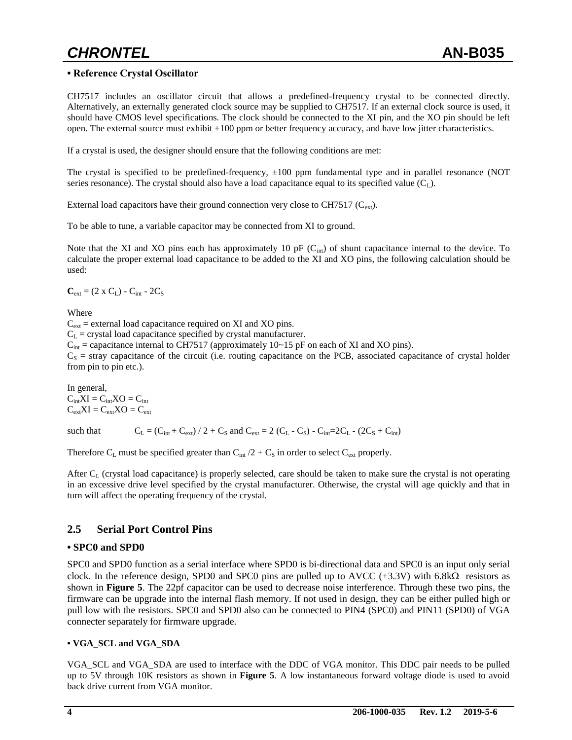**• Reference Crystal Oscillator**

CH7517 includes an oscillator circuit that allows a predefined-frequency crystal to be connected directly. Alternatively, an externally generated clock source may be supplied to CH7517. If an external clock source is used, it should have CMOS level specifications. The clock should be connected to the XI pin, and the XO pin should be left open. The external source must exhibit ±100 ppm or better frequency accuracy, and have low jitter characteristics.

If a crystal is used, the designer should ensure that the following conditions are met:

The crystal is specified to be predefined-frequency, ±100 ppm fundamental type and in parallel resonance (NOT series resonance). The crystal should also have a load capacitance equal to its specified value ($C_L$).

External load capacitors have their ground connection very close to CH7517 ($C_{ext}$).

To be able to tune, a variable capacitor may be connected from XI to ground.

Note that the XI and XO pins each has approximately 10 pF ($C_{int}$) of shunt capacitance internal to the device. To calculate the proper external load capacitance to be added to the XI and XO pins, the following calculation should be used:

$\mathbf{C}_{ext} = (2 \times C_L) - C_{int} - 2C_S$

Where

$C_{ext}$ = external load capacitance required on XI and XO pins.
$C_L$ = crystal load capacitance specified by crystal manufacturer.
$C_{int}$ = capacitance internal to CH7517 (approximately 10~15 pF on each of XI and XO pins).
$C_S$ = stray capacitance of the circuit (i.e. routing capacitance on the PCB, associated capacitance of crystal holder from pin to pin etc.).

In general,
$C_{int}XI = C_{int}XO = C_{int}$
$C_{ext}XI = C_{ext}XO = C_{ext}$

such that $C_L = (C_{int} + C_{ext}) / 2 + C_S$ and $C_{ext} = 2 (C_L - C_S) - C_{int} = 2C_L - (2C_S + C_{int})$

Therefore $C_L$ must be specified greater than $C_{int} / 2 + C_S$ in order to select $C_{ext}$ properly.

After $C_L$ (crystal load capacitance) is properly selected, care should be taken to make sure the crystal is not operating in an excessive drive level specified by the crystal manufacturer. Otherwise, the crystal will age quickly and that in turn will affect the operating frequency of the crystal.

## 2.5 Serial Port Control Pins

**• SPC0 and SPD0**

SPC0 and SPD0 function as a serial interface where SPD0 is bi-directional data and SPC0 is an input only serial clock. In the reference design, SPD0 and SPC0 pins are pulled up to AVCC (+3.3V) with 6.8kΩ resistors as shown in **Figure 5**. The 22pf capacitor can be used to decrease noise interference. Through these two pins, the firmware can be upgrade into the internal flash memory. If not used in design, they can be either pulled high or pull low with the resistors. SPC0 and SPD0 also can be connected to PIN4 (SPC0) and PIN11 (SPD0) of VGA connecter separately for firmware upgrade.

**• VGA_SCL and VGA_SDA**

VGA_SCL and VGA_SDA are used to interface with the DDC of VGA monitor. This DDC pair needs to be pulled up to 5V through 10K resistors as shown in **Figure 5**. A low instantaneous forward voltage diode is used to avoid back drive current from VGA monitor.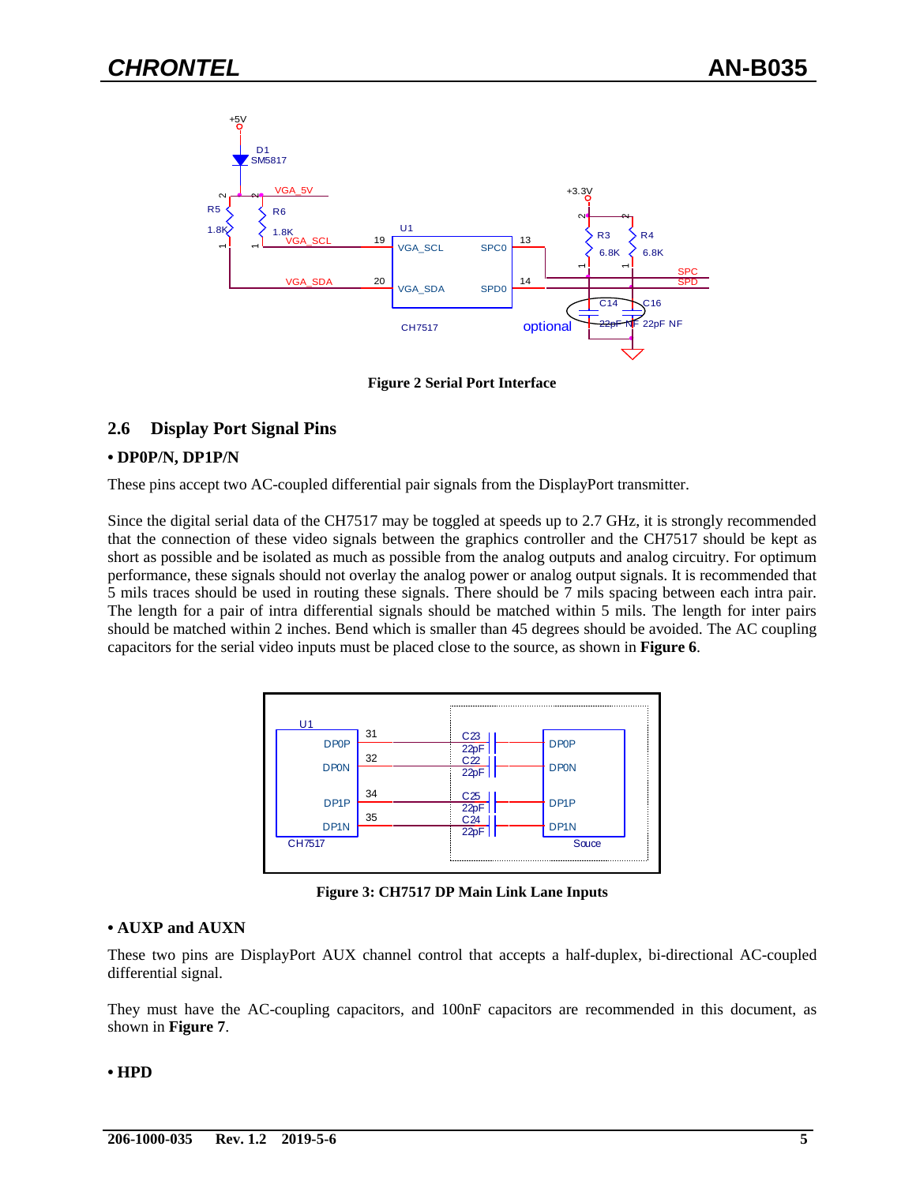Figure 2 Serial Port Interface

## 2.6 Display Port Signal Pins

**• DP0P/N, DP1P/N**

These pins accept two AC-coupled differential pair signals from the DisplayPort transmitter.

Since the digital serial data of the CH7517 may be toggled at speeds up to 2.7 GHz, it is strongly recommended that the connection of these video signals between the graphics controller and the CH7517 should be kept as short as possible and be isolated as much as possible from the analog outputs and analog circuitry. For optimum performance, these signals should not overlay the analog power or analog output signals. It is recommended that 5 mils traces should be used in routing these signals. There should be 7 mils spacing between each intra pair. The length for a pair of intra differential signals should be matched within 5 mils. The length for inter pairs should be matched within 2 inches. Bend which is smaller than 45 degrees should be avoided. The AC coupling capacitors for the serial video inputs must be placed close to the source, as shown in **Figure 6**.

**Figure 3: CH7517 DP Main Link Lane Inputs**

**• AUXP and AUXN**

These two pins are DisplayPort AUX channel control that accepts a half-duplex, bi-directional AC-coupled differential signal.

They must have the AC-coupling capacitors, and 100nF capacitors are recommended in this document, as shown in **Figure 7**.

**• HPD**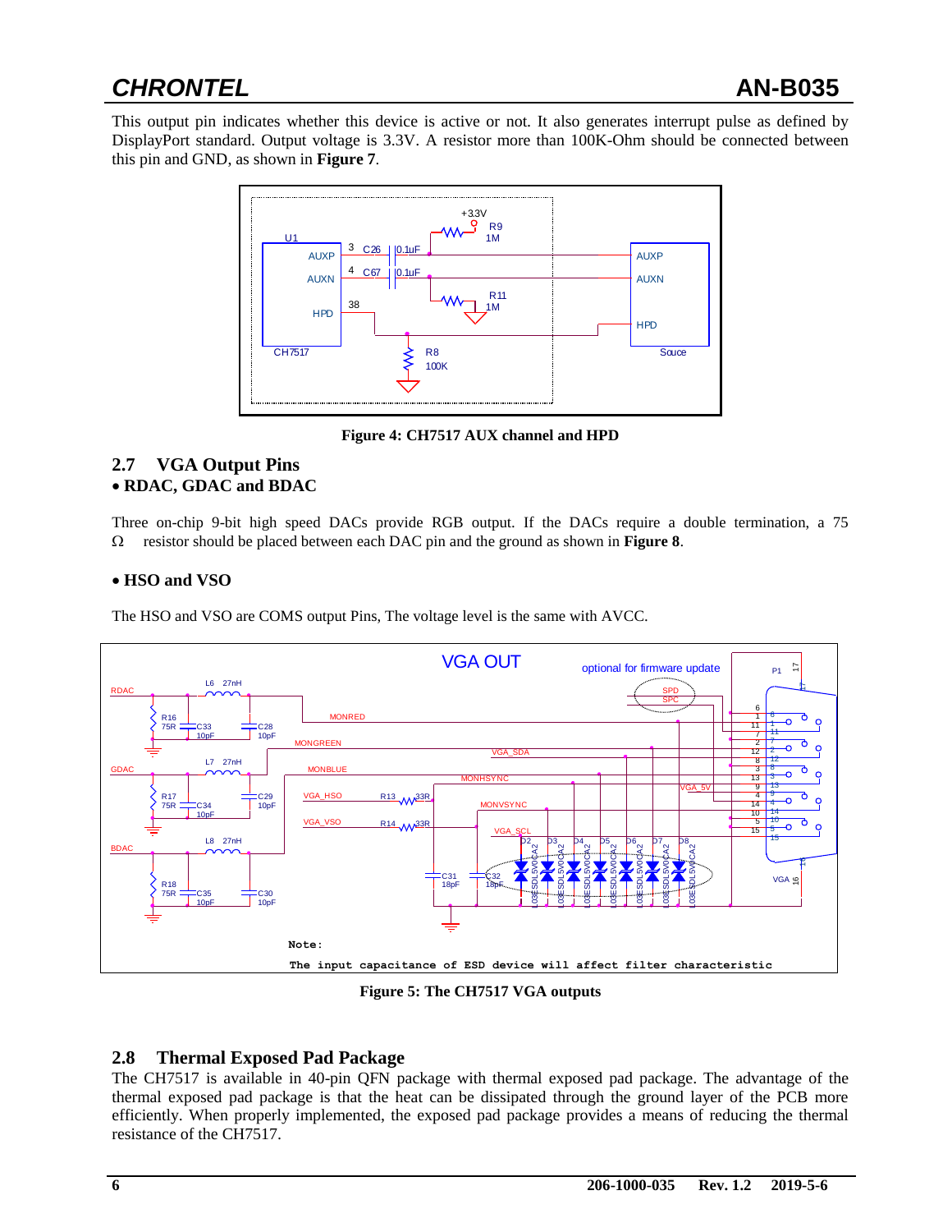This output pin indicates whether this device is active or not. It also generates interrupt pulse as defined by DisplayPort standard. Output voltage is 3.3V. A resistor more than 100K-Ohm should be connected between this pin and GND, as shown in **Figure 7**.

**Figure 4: CH7517 AUX channel and HPD**

## 2.7 VGA Output Pins

**• RDAC, GDAC and BDAC**

Three on-chip 9-bit high speed DACs provide RGB output. If the DACs require a double termination, a 75 Ω resistor should be placed between each DAC pin and the ground as shown in **Figure 8**.

**• HSO and VSO**

The HSO and VSO are COMS output Pins, The voltage level is the same with AVCC.

**Figure 5: The CH7517 VGA outputs**

## 2.8 Thermal Exposed Pad Package

The CH7517 is available in 40-pin QFN package with thermal exposed pad package. The advantage of the thermal exposed pad package is that the heat can be dissipated through the ground layer of the PCB more efficiently. When properly implemented, the exposed pad package provides a means of reducing the thermal resistance of the CH7517.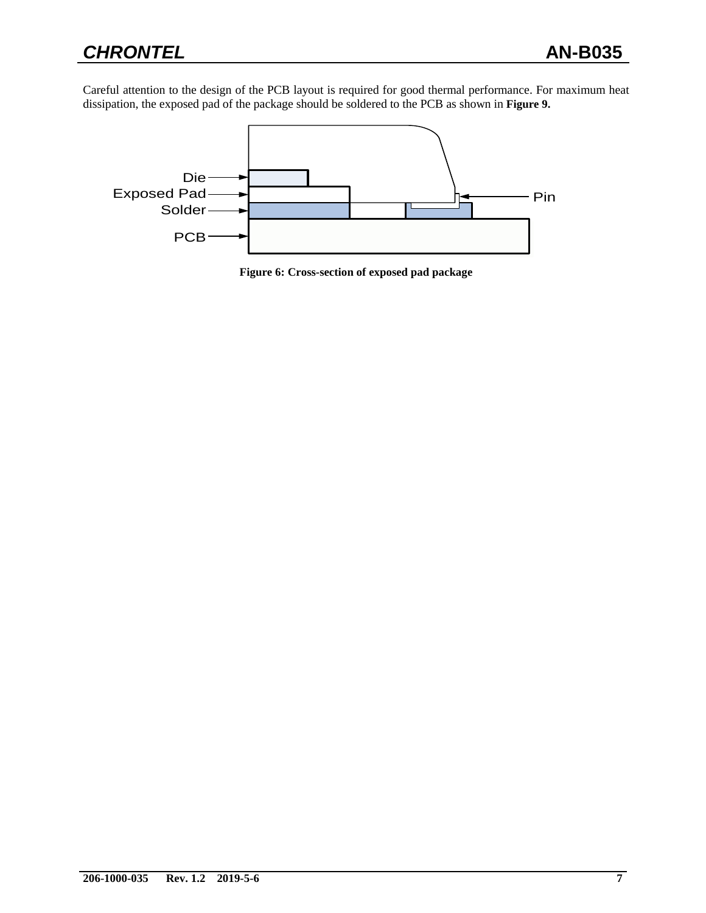Careful attention to the design of the PCB layout is required for good thermal performance. For maximum heat dissipation, the exposed pad of the package should be soldered to the PCB as shown in **Figure 9.**

Die

Exposed Pad

Solder

PCB

Pin

**Figure 6: Cross-section of exposed pad package**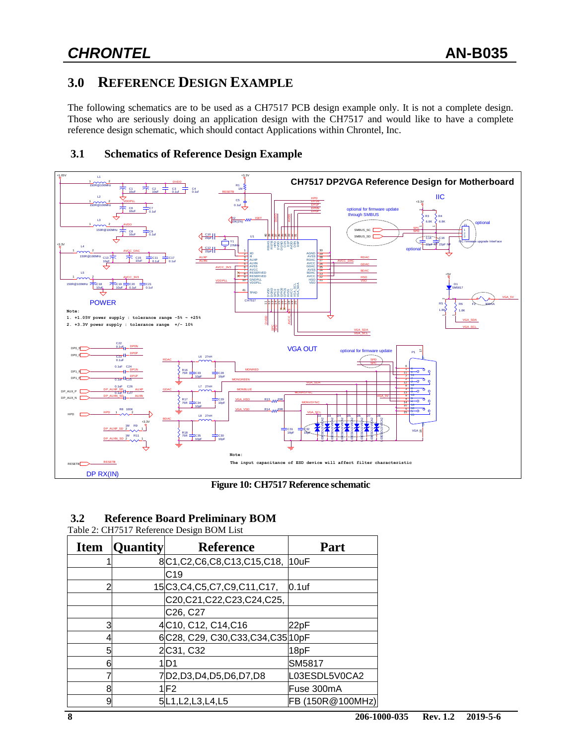# 3.0 REFERENCE DESIGN EXAMPLE

The following schematics are to be used as a CH7517 PCB design example only. It is not a complete design. Those who are seriously doing an application design with the CH7517 and would like to have a complete reference design schematic, which should contact Applications within Chrontel, Inc.

## 3.1 Schematics of Reference Design Example

**Figure 10: CH7517 Reference schematic**

## 3.2 Reference Board Preliminary BOM

Table 2: CH7517 Reference Design BOM List

| Item | Quantity | Reference | Part |
|---|---|---|---|
| 1 | 8 | C1,C2,C6,C8,C13,C15,C18, | 10uF |
| | | C19 | |
| 2 | 15 | C3,C4,C5,C7,C9,C11,C17, | 0.1uf |
| | | C20,C21,C22,C23,C24,C25, | |
| | | C26, C27 | |
| 3 | 4 | C10, C12, C14,C16 | 22pF |
| 4 | 6 | C28, C29, C30,C33,C34,C35 | 10pF |
| 5 | 2 | C31, C32 | 18pF |
| 6 | 1 | D1 | SM5817 |
| 7 | 7 | D2,D3,D4,D5,D6,D7,D8 | L03ESDL5V0CA2 |
| 8 | 1 | F2 | Fuse 300mA |
| 9 | 5 | L1,L2,L3,L4,L5 | FB (150R@100MHz) |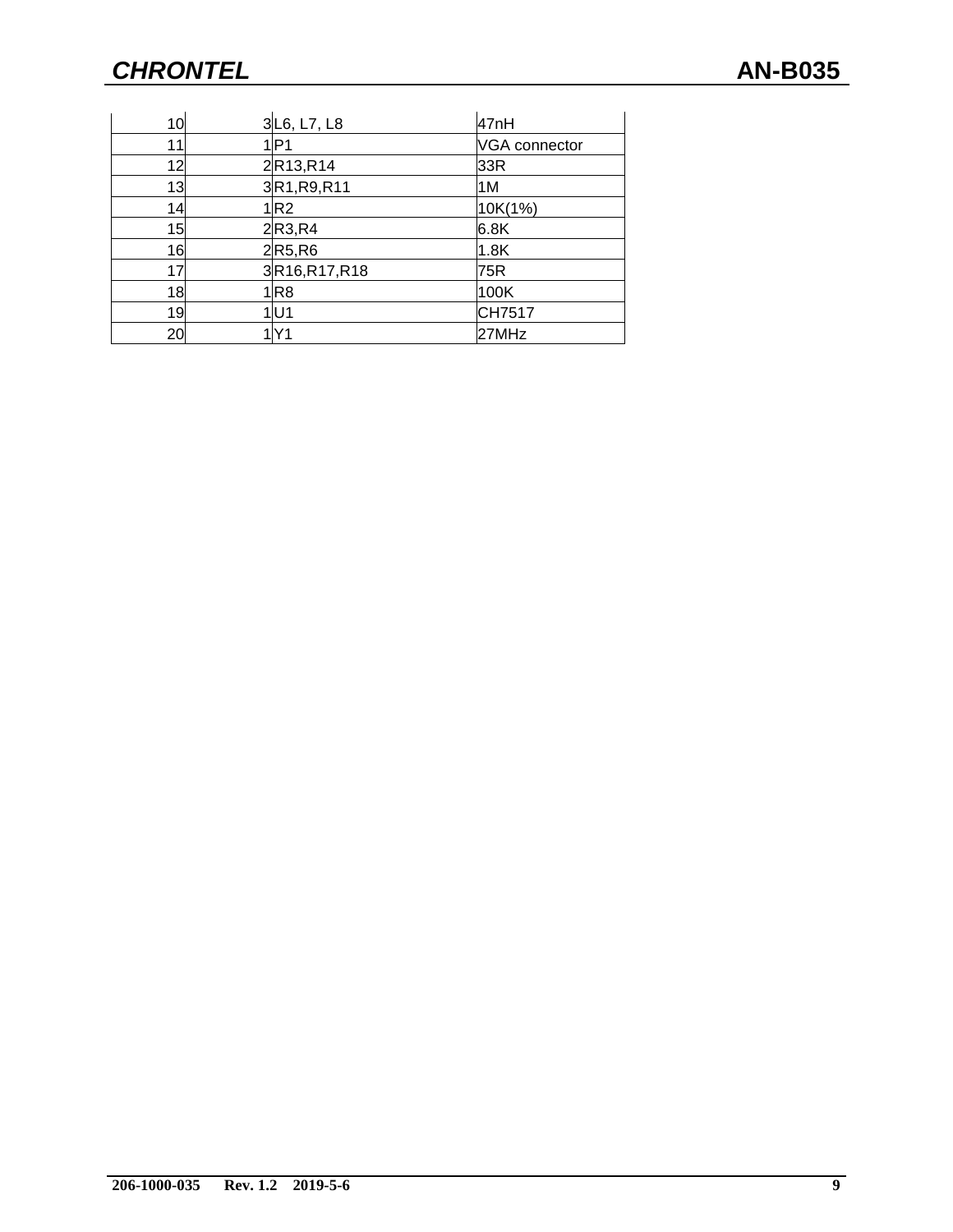| | | | |
|---|---|---|---|
| 10 | 3 | L6, L7, L8 | 47nH |
| 11 | 1 | P1 | VGA connector |
| 12 | 2 | R13,R14 | 33R |
| 13 | 3 | R1,R9,R11 | 1M |
| 14 | 1 | R2 | 10K(1%) |
| 15 | 2 | R3,R4 | 6.8K |
| 16 | 2 | R5,R6 | 1.8K |
| 17 | 3 | R16,R17,R18 | 75R |
| 18 | 1 | R8 | 100K |
| 19 | 1 | U1 | CH7517 |
| 20 | 1 | Y1 | 27MHz |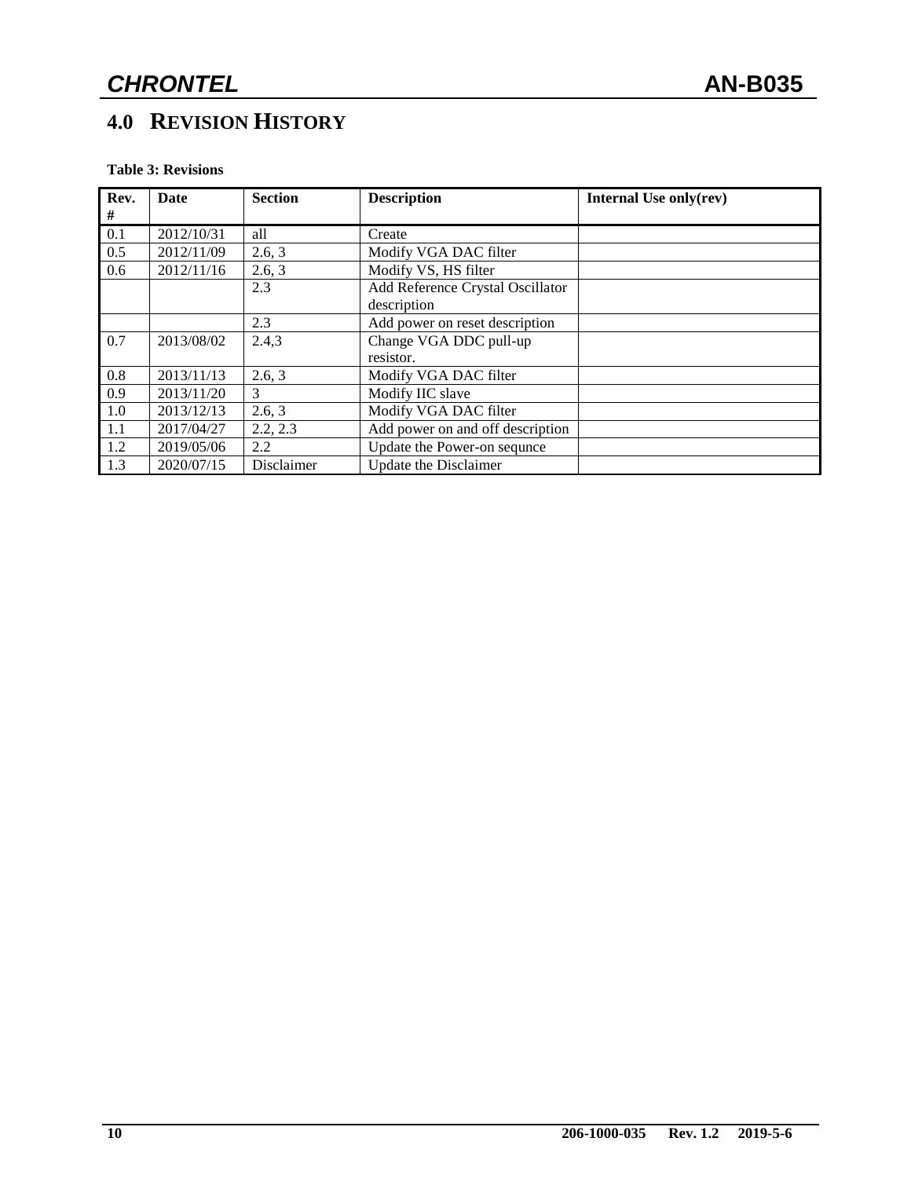# 4.0 REVISION HISTORY

**Table 3: Revisions**

| Rev. # | Date | Section | Description | Internal Use only(rev) |
|---|---|---|---|---|
| 0.1 | 2012/10/31 | all | Create | |
| 0.5 | 2012/11/09 | 2.6, 3 | Modify VGA DAC filter | |
| 0.6 | 2012/11/16 | 2.6, 3 | Modify VS, HS filter | |
| | | 2.3 | Add Reference Crystal Oscillator description | |
| | | 2.3 | Add power on reset description | |
| 0.7 | 2013/08/02 | 2.4,3 | Change VGA DDC pull-up resistor. | |
| 0.8 | 2013/11/13 | 2.6, 3 | Modify VGA DAC filter | |
| 0.9 | 2013/11/20 | 3 | Modify IIC slave | |
| 1.0 | 2013/12/13 | 2.6, 3 | Modify VGA DAC filter | |
| 1.1 | 2017/04/27 | 2.2, 2.3 | Add power on and off description | |
| 1.2 | 2019/05/06 | 2.2 | Update the Power-on sequnce | |
| 1.3 | 2020/07/15 | Disclaimer | Update the Disclaimer | |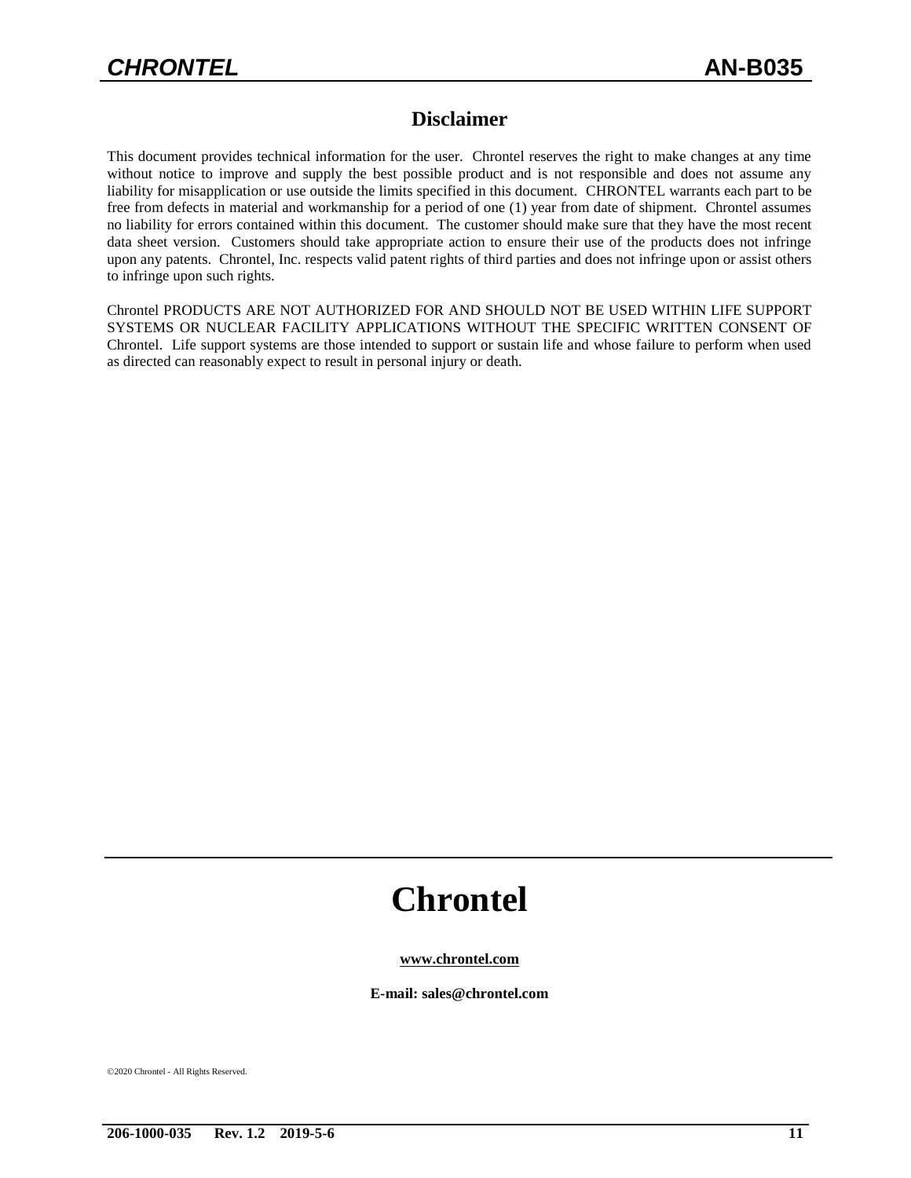## Disclaimer

This document provides technical information for the user. Chrontel reserves the right to make changes at any time without notice to improve and supply the best possible product and is not responsible and does not assume any liability for misapplication or use outside the limits specified in this document. CHRONTEL warrants each part to be free from defects in material and workmanship for a period of one (1) year from date of shipment. Chrontel assumes no liability for errors contained within this document. The customer should make sure that they have the most recent data sheet version. Customers should take appropriate action to ensure their use of the products does not infringe upon any patents. Chrontel, Inc. respects valid patent rights of third parties and does not infringe upon or assist others to infringe upon such rights.

Chrontel PRODUCTS ARE NOT AUTHORIZED FOR AND SHOULD NOT BE USED WITHIN LIFE SUPPORT SYSTEMS OR NUCLEAR FACILITY APPLICATIONS WITHOUT THE SPECIFIC WRITTEN CONSENT OF Chrontel. Life support systems are those intended to support or sustain life and whose failure to perform when used as directed can reasonably expect to result in personal injury or death.

# Chrontel

**www.chrontel.com**

**E-mail: sales@chrontel.com**

©2020 Chrontel - All Rights Reserved.